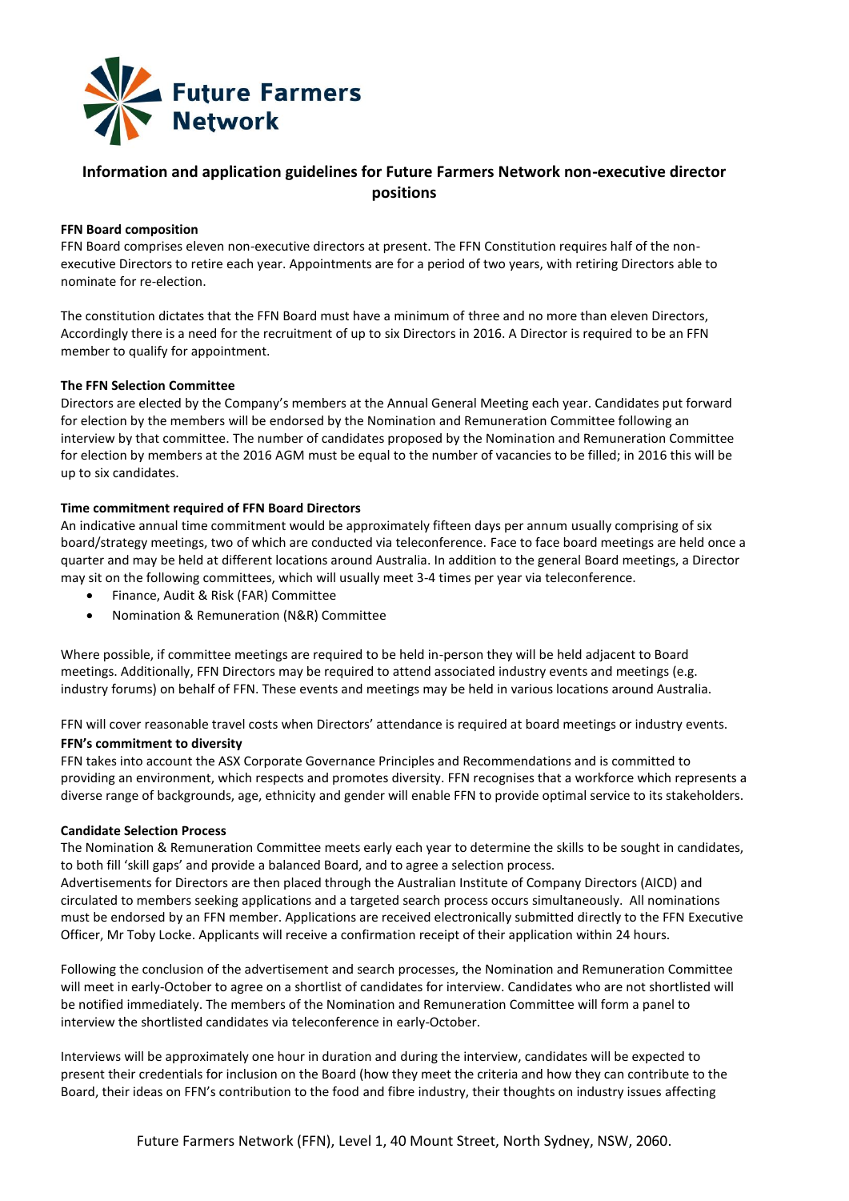Future Farmers Network

# Information and application guidelines for Future Farmers Network non-executive director positions

**FFN Board composition**

FFN Board comprises eleven non-executive directors at present. The FFN Constitution requires half of the non-executive Directors to retire each year. Appointments are for a period of two years, with retiring Directors able to nominate for re-election.

The constitution dictates that the FFN Board must have a minimum of three and no more than eleven Directors, Accordingly there is a need for the recruitment of up to six Directors in 2016. A Director is required to be an FFN member to qualify for appointment.

**The FFN Selection Committee**

Directors are elected by the Company's members at the Annual General Meeting each year. Candidates put forward for election by the members will be endorsed by the Nomination and Remuneration Committee following an interview by that committee. The number of candidates proposed by the Nomination and Remuneration Committee for election by members at the 2016 AGM must be equal to the number of vacancies to be filled; in 2016 this will be up to six candidates.

**Time commitment required of FFN Board Directors**

An indicative annual time commitment would be approximately fifteen days per annum usually comprising of six board/strategy meetings, two of which are conducted via teleconference. Face to face board meetings are held once a quarter and may be held at different locations around Australia. In addition to the general Board meetings, a Director may sit on the following committees, which will usually meet 3-4 times per year via teleconference.

- Finance, Audit & Risk (FAR) Committee
- Nomination & Remuneration (N&R) Committee

Where possible, if committee meetings are required to be held in-person they will be held adjacent to Board meetings. Additionally, FFN Directors may be required to attend associated industry events and meetings (e.g. industry forums) on behalf of FFN. These events and meetings may be held in various locations around Australia.

FFN will cover reasonable travel costs when Directors' attendance is required at board meetings or industry events.

**FFN's commitment to diversity**

FFN takes into account the ASX Corporate Governance Principles and Recommendations and is committed to providing an environment, which respects and promotes diversity. FFN recognises that a workforce which represents a diverse range of backgrounds, age, ethnicity and gender will enable FFN to provide optimal service to its stakeholders.

**Candidate Selection Process**

The Nomination & Remuneration Committee meets early each year to determine the skills to be sought in candidates, to both fill 'skill gaps' and provide a balanced Board, and to agree a selection process.
Advertisements for Directors are then placed through the Australian Institute of Company Directors (AICD) and circulated to members seeking applications and a targeted search process occurs simultaneously. All nominations must be endorsed by an FFN member. Applications are received electronically submitted directly to the FFN Executive Officer, Mr Toby Locke. Applicants will receive a confirmation receipt of their application within 24 hours.

Following the conclusion of the advertisement and search processes, the Nomination and Remuneration Committee will meet in early-October to agree on a shortlist of candidates for interview. Candidates who are not shortlisted will be notified immediately. The members of the Nomination and Remuneration Committee will form a panel to interview the shortlisted candidates via teleconference in early-October.

Interviews will be approximately one hour in duration and during the interview, candidates will be expected to present their credentials for inclusion on the Board (how they meet the criteria and how they can contribute to the Board, their ideas on FFN's contribution to the food and fibre industry, their thoughts on industry issues affecting

Future Farmers Network (FFN), Level 1, 40 Mount Street, North Sydney, NSW, 2060.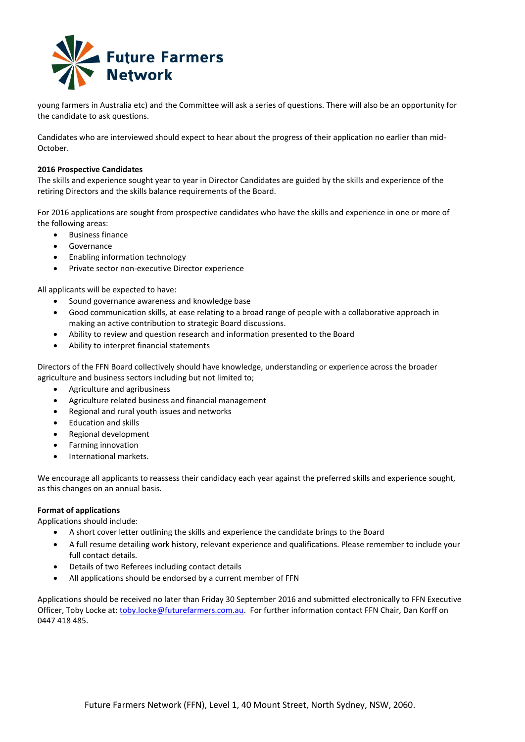young farmers in Australia etc) and the Committee will ask a series of questions. There will also be an opportunity for the candidate to ask questions.

Candidates who are interviewed should expect to hear about the progress of their application no earlier than mid-October.

**2016 Prospective Candidates**

The skills and experience sought year to year in Director Candidates are guided by the skills and experience of the retiring Directors and the skills balance requirements of the Board.

For 2016 applications are sought from prospective candidates who have the skills and experience in one or more of the following areas:

- Business finance
- Governance
- Enabling information technology
- Private sector non-executive Director experience

All applicants will be expected to have:

- Sound governance awareness and knowledge base
- Good communication skills, at ease relating to a broad range of people with a collaborative approach in making an active contribution to strategic Board discussions.
- Ability to review and question research and information presented to the Board
- Ability to interpret financial statements

Directors of the FFN Board collectively should have knowledge, understanding or experience across the broader agriculture and business sectors including but not limited to;

- Agriculture and agribusiness
- Agriculture related business and financial management
- Regional and rural youth issues and networks
- Education and skills
- Regional development
- Farming innovation
- International markets.

We encourage all applicants to reassess their candidacy each year against the preferred skills and experience sought, as this changes on an annual basis.

**Format of applications**

Applications should include:

- A short cover letter outlining the skills and experience the candidate brings to the Board
- A full resume detailing work history, relevant experience and qualifications. Please remember to include your full contact details.
- Details of two Referees including contact details
- All applications should be endorsed by a current member of FFN

Applications should be received no later than Friday 30 September 2016 and submitted electronically to FFN Executive Officer, Toby Locke at: toby.locke@futurefarmers.com.au. For further information contact FFN Chair, Dan Korff on 0447 418 485.

Future Farmers Network (FFN), Level 1, 40 Mount Street, North Sydney, NSW, 2060.